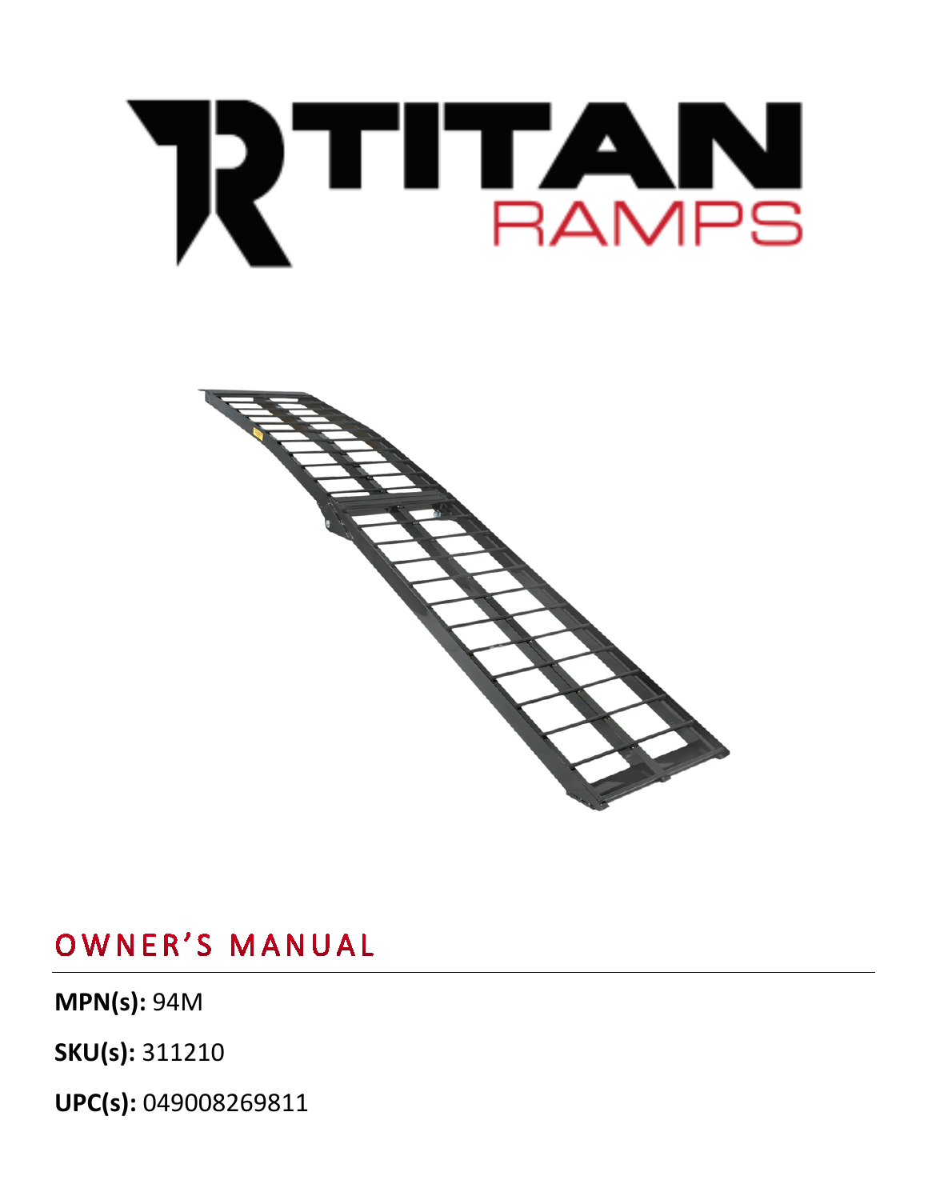# TITAN RAMPS

## OWNER'S MANUAL

**MPN(s):** 94M

**SKU(s):** 311210

**UPC(s):** 049008269811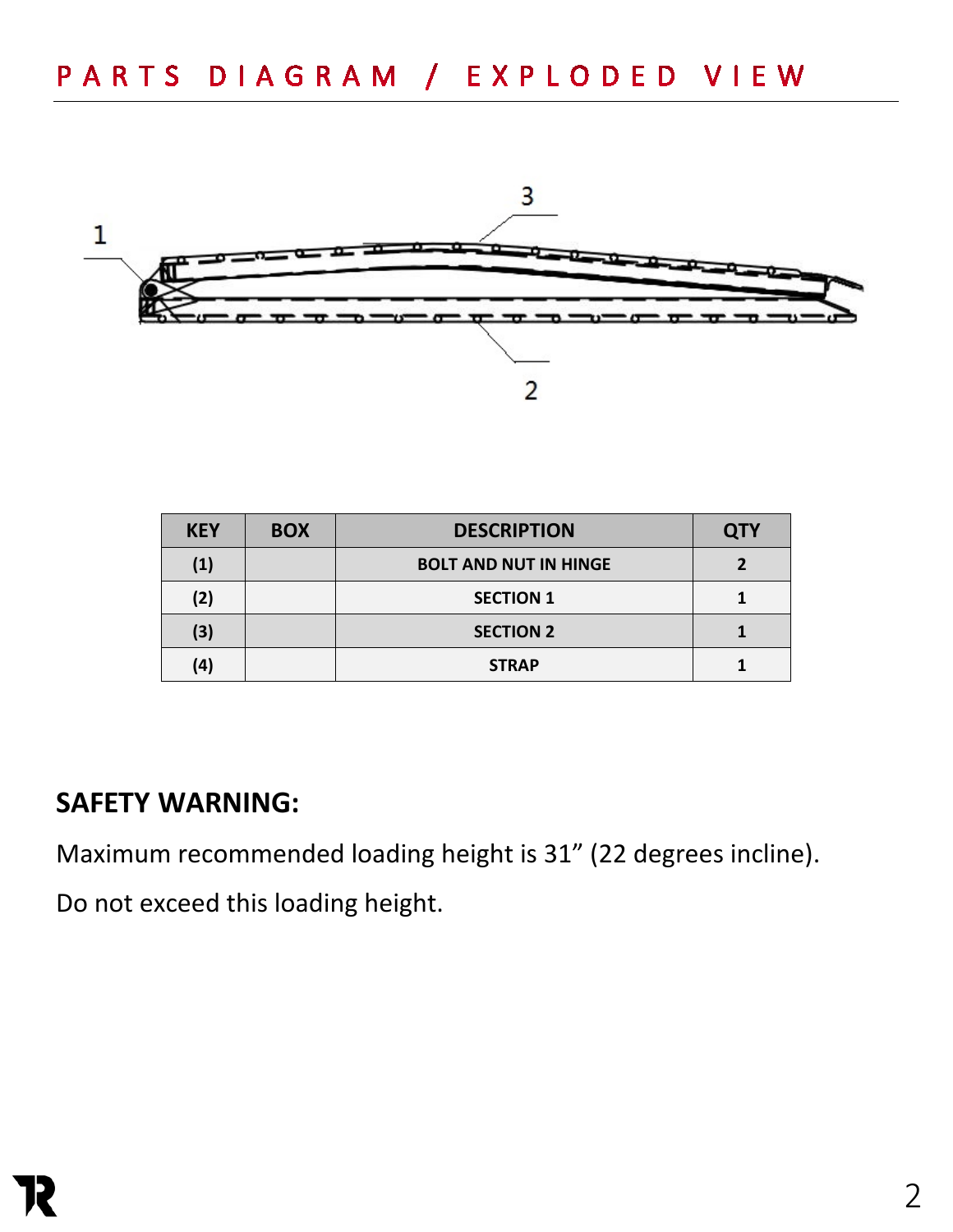# PARTS DIAGRAM / EXPLODED VIEW

| KEY | BOX | DESCRIPTION | QTY |
|---|---|---|---|
| (1) | | BOLT AND NUT IN HINGE | 2 |
| (2) | | SECTION 1 | 1 |
| (3) | | SECTION 2 | 1 |
| (4) | | STRAP | 1 |

## SAFETY WARNING:

Maximum recommended loading height is 31" (22 degrees incline).

Do not exceed this loading height.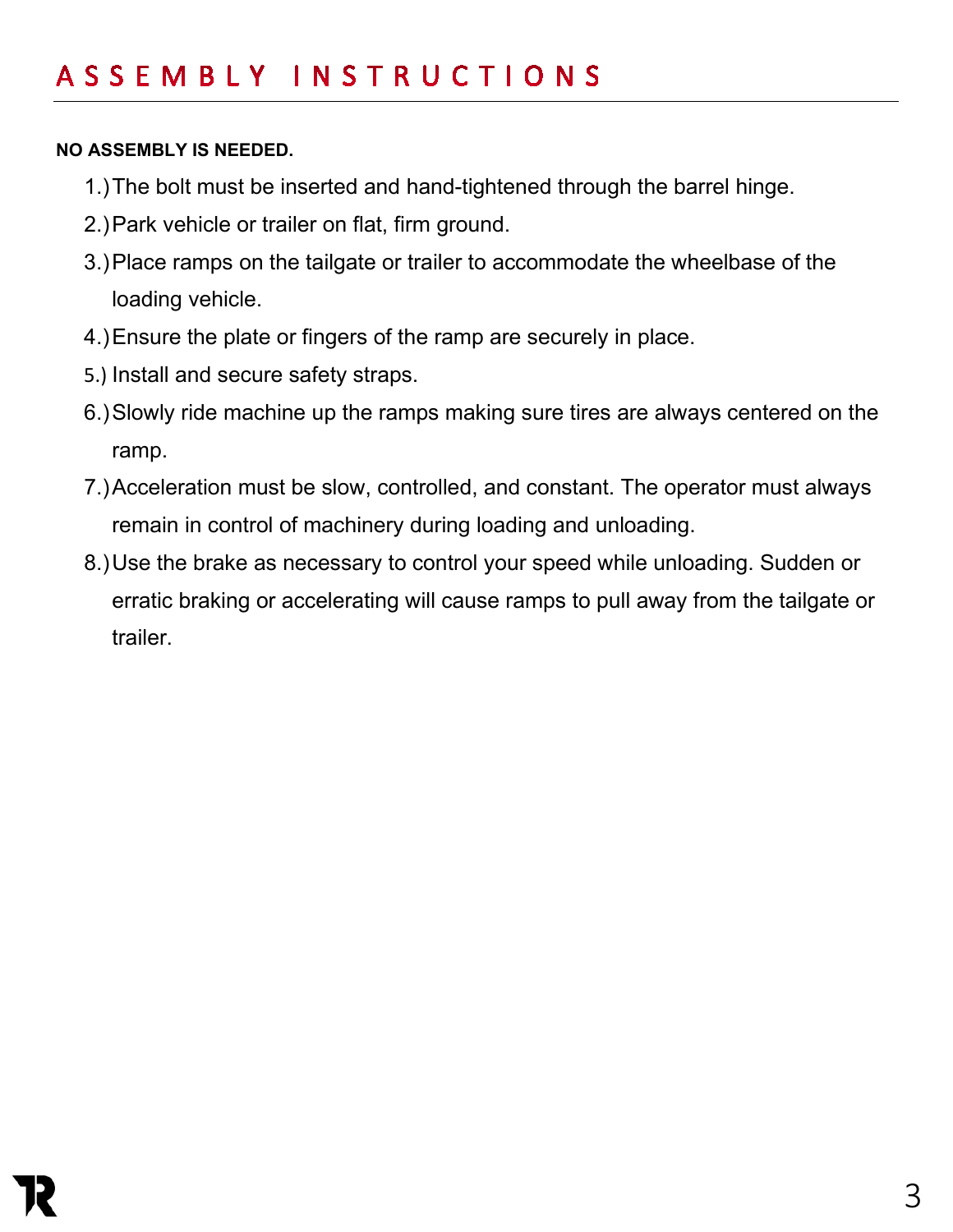# ASSEMBLY INSTRUCTIONS

**NO ASSEMBLY IS NEEDED.**

1.) The bolt must be inserted and hand-tightened through the barrel hinge.
2.) Park vehicle or trailer on flat, firm ground.
3.) Place ramps on the tailgate or trailer to accommodate the wheelbase of the loading vehicle.
4.) Ensure the plate or fingers of the ramp are securely in place.
5.) Install and secure safety straps.
6.) Slowly ride machine up the ramps making sure tires are always centered on the ramp.
7.) Acceleration must be slow, controlled, and constant. The operator must always remain in control of machinery during loading and unloading.
8.) Use the brake as necessary to control your speed while unloading. Sudden or erratic braking or accelerating will cause ramps to pull away from the tailgate or trailer.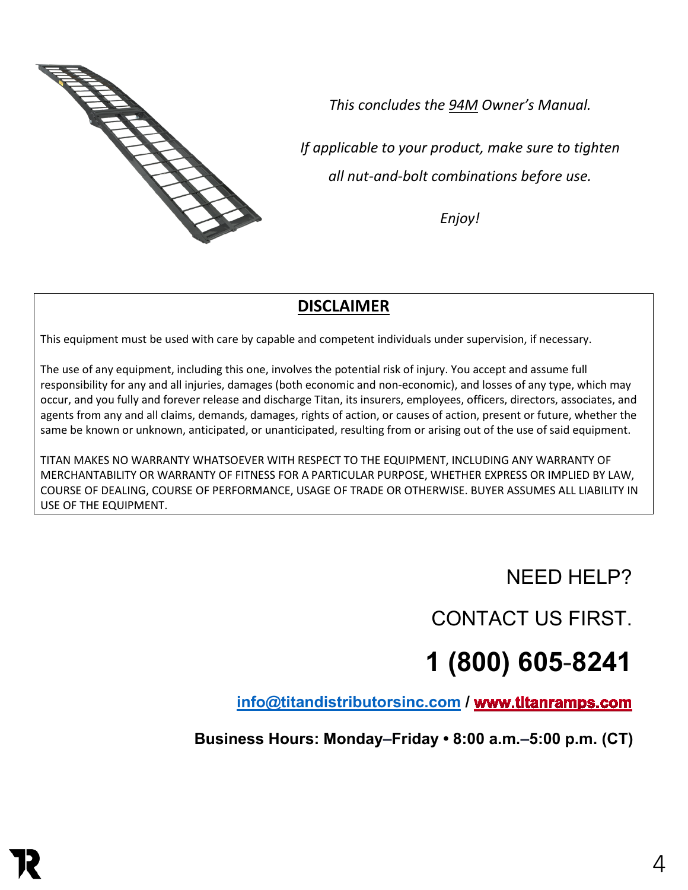*This concludes the 94M Owner's Manual.*

*If applicable to your product, make sure to tighten all nut-and-bolt combinations before use.*

*Enjoy!*

## DISCLAIMER

This equipment must be used with care by capable and competent individuals under supervision, if necessary.

The use of any equipment, including this one, involves the potential risk of injury. You accept and assume full responsibility for any and all injuries, damages (both economic and non-economic), and losses of any type, which may occur, and you fully and forever release and discharge Titan, its insurers, employees, officers, directors, associates, and agents from any and all claims, demands, damages, rights of action, or causes of action, present or future, whether the same be known or unknown, anticipated, or unanticipated, resulting from or arising out of the use of said equipment.

TITAN MAKES NO WARRANTY WHATSOEVER WITH RESPECT TO THE EQUIPMENT, INCLUDING ANY WARRANTY OF MERCHANTABILITY OR WARRANTY OF FITNESS FOR A PARTICULAR PURPOSE, WHETHER EXPRESS OR IMPLIED BY LAW, COURSE OF DEALING, COURSE OF PERFORMANCE, USAGE OF TRADE OR OTHERWISE. BUYER ASSUMES ALL LIABILITY IN USE OF THE EQUIPMENT.

NEED HELP?

CONTACT US FIRST.

**1 (800) 605-8241**

**info@titandistributorsinc.com / www.titanramps.com**

**Business Hours: Monday–Friday • 8:00 a.m.–5:00 p.m. (CT)**